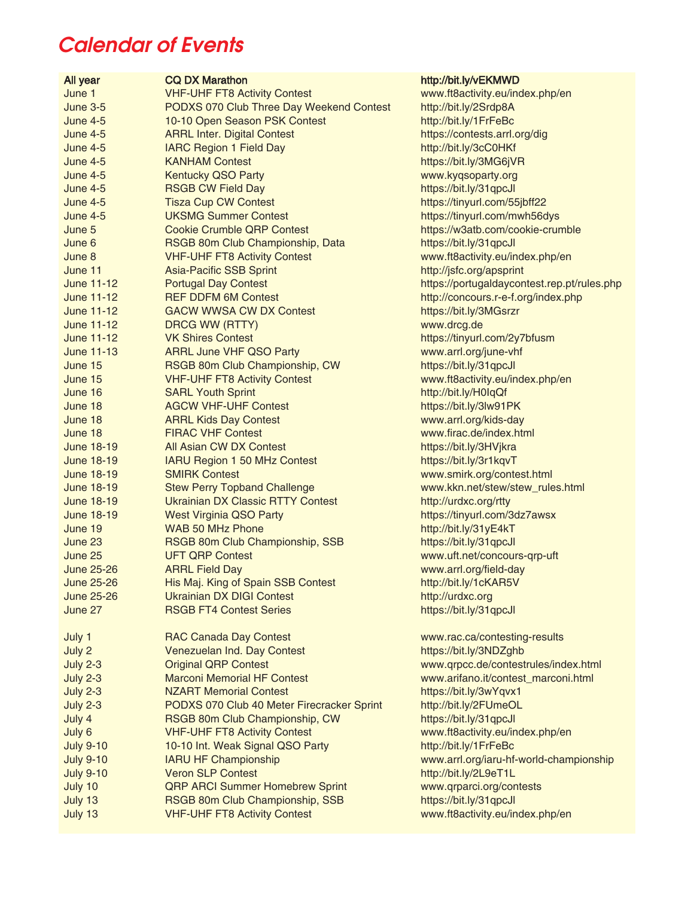# Calendar of Events

| All year | CQ DX Marathon | http://bit.ly/vEKMWD |
|---|---|---|
| June 1 | VHF-UHF FT8 Activity Contest | www.ft8activity.eu/index.php/en |
| June 3-5 | PODXS 070 Club Three Day Weekend Contest | http://bit.ly/2Srdp8A |
| June 4-5 | 10-10 Open Season PSK Contest | http://bit.ly/1FrFeBc |
| June 4-5 | ARRL Inter. Digital Contest | https://contests.arrl.org/dig |
| June 4-5 | IARC Region 1 Field Day | http://bit.ly/3cC0HKf |
| June 4-5 | KANHAM Contest | https://bit.ly/3MG6jVR |
| June 4-5 | Kentucky QSO Party | www.kyqsoparty.org |
| June 4-5 | RSGB CW Field Day | https://bit.ly/31qpcJl |
| June 4-5 | Tisza Cup CW Contest | https://tinyurl.com/55jbff22 |
| June 4-5 | UKSMG Summer Contest | https://tinyurl.com/mwh56dys |
| June 5 | Cookie Crumble QRP Contest | https://w3atb.com/cookie-crumble |
| June 6 | RSGB 80m Club Championship, Data | https://bit.ly/31qpcJl |
| June 8 | VHF-UHF FT8 Activity Contest | www.ft8activity.eu/index.php/en |
| June 11 | Asia-Pacific SSB Sprint | http://jsfc.org/apsprint |
| June 11-12 | Portugal Day Contest | https://portugaldaycontest.rep.pt/rules.php |
| June 11-12 | REF DDFM 6M Contest | http://concours.r-e-f.org/index.php |
| June 11-12 | GACW WWSA CW DX Contest | https://bit.ly/3MGsrzr |
| June 11-12 | DRCG WW (RTTY) | www.drcg.de |
| June 11-12 | VK Shires Contest | https://tinyurl.com/2y7bfusm |
| June 11-13 | ARRL June VHF QSO Party | www.arrl.org/june-vhf |
| June 15 | RSGB 80m Club Championship, CW | https://bit.ly/31qpcJl |
| June 15 | VHF-UHF FT8 Activity Contest | www.ft8activity.eu/index.php/en |
| June 16 | SARL Youth Sprint | http://bit.ly/H0IqQf |
| June 18 | AGCW VHF-UHF Contest | https://bit.ly/3lw91PK |
| June 18 | ARRL Kids Day Contest | www.arrl.org/kids-day |
| June 18 | FIRAC VHF Contest | www.firac.de/index.html |
| June 18-19 | All Asian CW DX Contest | https://bit.ly/3HVjkra |
| June 18-19 | IARU Region 1 50 MHz Contest | https://bit.ly/3r1kqvT |
| June 18-19 | SMIRK Contest | www.smirk.org/contest.html |
| June 18-19 | Stew Perry Topband Challenge | www.kkn.net/stew/stew_rules.html |
| June 18-19 | Ukrainian DX Classic RTTY Contest | http://urdxc.org/rtty |
| June 18-19 | West Virginia QSO Party | https://tinyurl.com/3dz7awsx |
| June 19 | WAB 50 MHz Phone | http://bit.ly/31yE4kT |
| June 23 | RSGB 80m Club Championship, SSB | https://bit.ly/31qpcJl |
| June 25 | UFT QRP Contest | www.uft.net/concours-qrp-uft |
| June 25-26 | ARRL Field Day | www.arrl.org/field-day |
| June 25-26 | His Maj. King of Spain SSB Contest | http://bit.ly/1cKAR5V |
| June 25-26 | Ukrainian DX DIGI Contest | http://urdxc.org |
| June 27 | RSGB FT4 Contest Series | https://bit.ly/31qpcJl |
| | | |
| July 1 | RAC Canada Day Contest | www.rac.ca/contesting-results |
| July 2 | Venezuelan Ind. Day Contest | https://bit.ly/3NDZghb |
| July 2-3 | Original QRP Contest | www.qrpcc.de/contestrules/index.html |
| July 2-3 | Marconi Memorial HF Contest | www.arifano.it/contest_marconi.html |
| July 2-3 | NZART Memorial Contest | https://bit.ly/3wYqvx1 |
| July 2-3 | PODXS 070 Club 40 Meter Firecracker Sprint | http://bit.ly/2FUmeOL |
| July 4 | RSGB 80m Club Championship, CW | https://bit.ly/31qpcJl |
| July 6 | VHF-UHF FT8 Activity Contest | www.ft8activity.eu/index.php/en |
| July 9-10 | 10-10 Int. Weak Signal QSO Party | http://bit.ly/1FrFeBc |
| July 9-10 | IARU HF Championship | www.arrl.org/iaru-hf-world-championship |
| July 9-10 | Veron SLP Contest | http://bit.ly/2L9eT1L |
| July 10 | QRP ARCI Summer Homebrew Sprint | www.qrparci.org/contests |
| July 13 | RSGB 80m Club Championship, SSB | https://bit.ly/31qpcJl |
| July 13 | VHF-UHF FT8 Activity Contest | www.ft8activity.eu/index.php/en |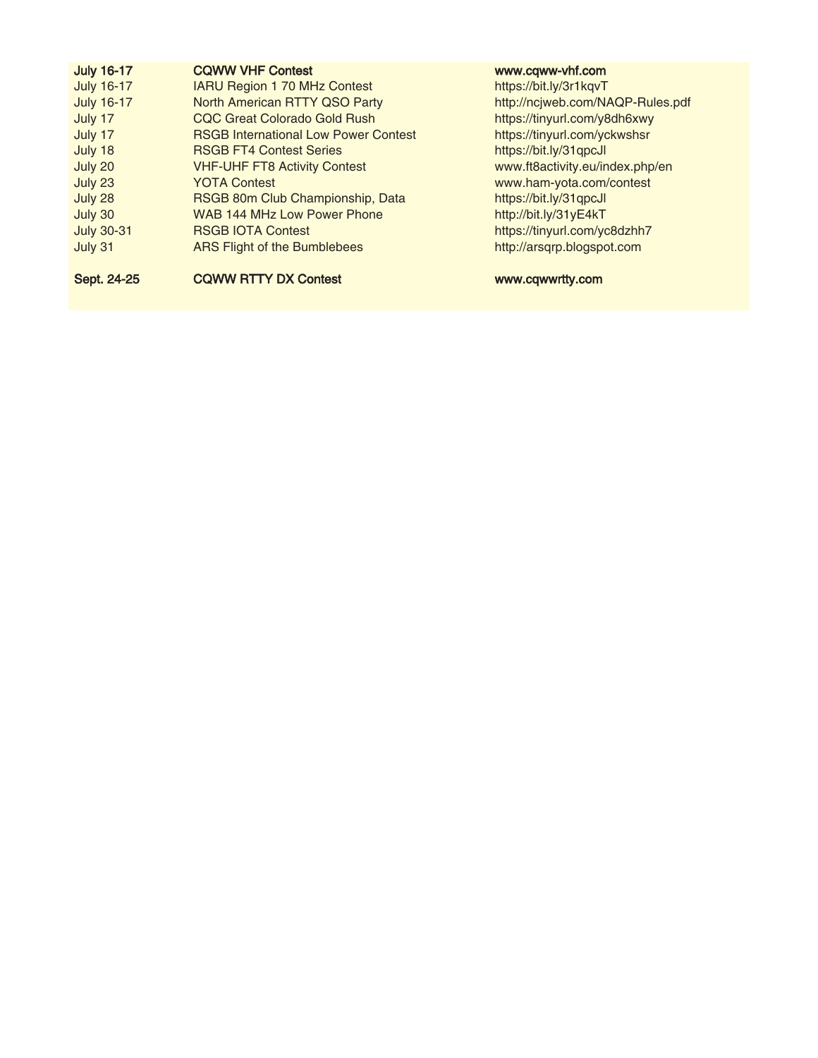| | | |
|---|---|---|
| **July 16-17** | **CQWW VHF Contest** | **www.cqww-vhf.com** |
| July 16-17 | IARU Region 1 70 MHz Contest | https://bit.ly/3r1kqvT |
| July 16-17 | North American RTTY QSO Party | http://ncjweb.com/NAQP-Rules.pdf |
| July 17 | CQC Great Colorado Gold Rush | https://tinyurl.com/y8dh6xwy |
| July 17 | RSGB International Low Power Contest | https://tinyurl.com/yckwshsr |
| July 18 | RSGB FT4 Contest Series | https://bit.ly/31qpcJl |
| July 20 | VHF-UHF FT8 Activity Contest | www.ft8activity.eu/index.php/en |
| July 23 | YOTA Contest | www.ham-yota.com/contest |
| July 28 | RSGB 80m Club Championship, Data | https://bit.ly/31qpcJl |
| July 30 | WAB 144 MHz Low Power Phone | http://bit.ly/31yE4kT |
| July 30-31 | RSGB IOTA Contest | https://tinyurl.com/yc8dzhh7 |
| July 31 | ARS Flight of the Bumblebees | http://arsqrp.blogspot.com |
| **Sept. 24-25** | **CQWW RTTY DX Contest** | **www.cqwwrtty.com** |